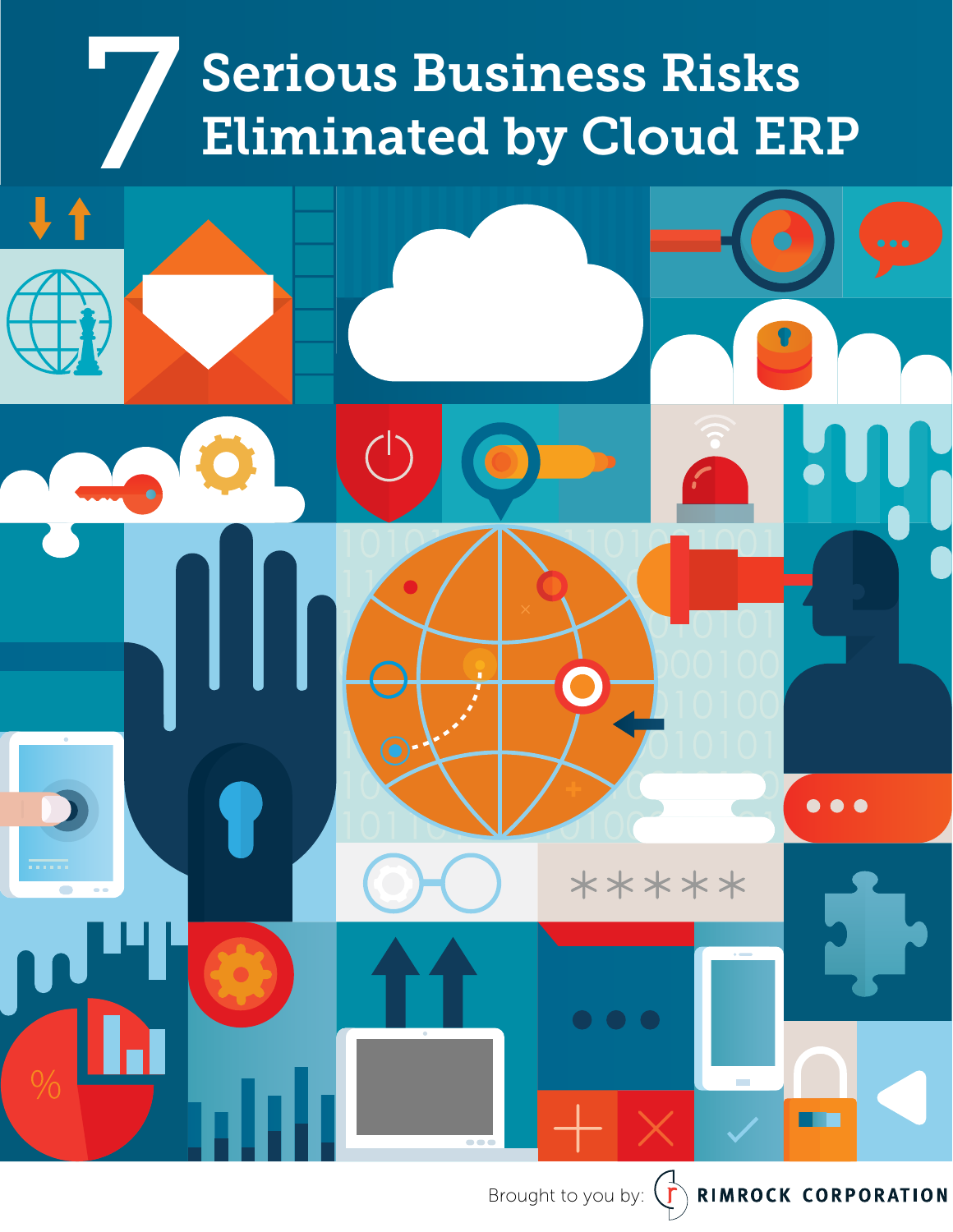# 7 Serious Business Risks Eliminated by Cloud ERP

Brought to you by: RIMROCK CORPORATION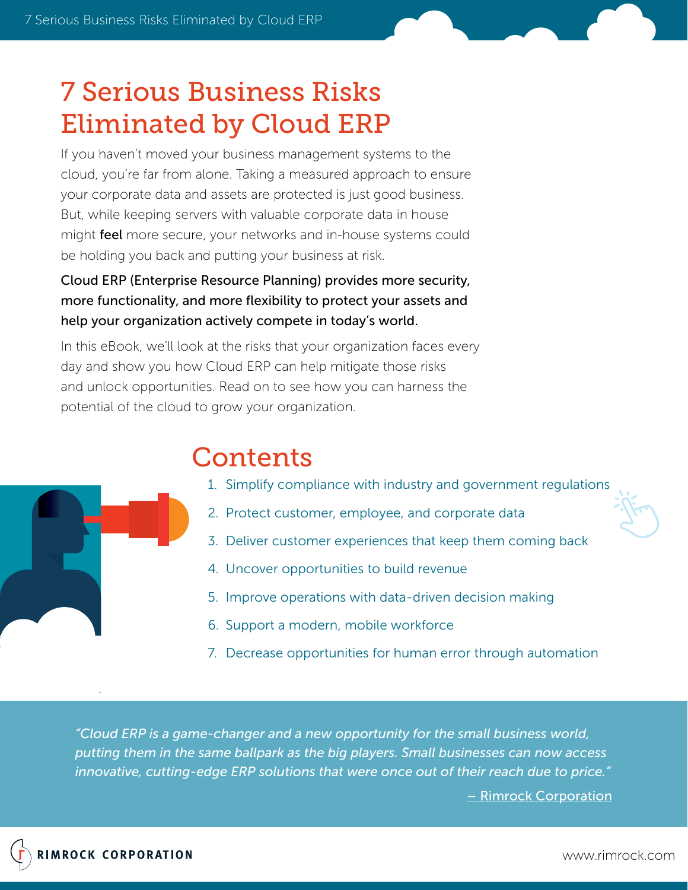# 7 Serious Business Risks Eliminated by Cloud ERP

If you haven't moved your business management systems to the cloud, you're far from alone. Taking a measured approach to ensure your corporate data and assets are protected is just good business. But, while keeping servers with valuable corporate data in house might **feel** more secure, your networks and in-house systems could be holding you back and putting your business at risk.

Cloud ERP (Enterprise Resource Planning) provides more security, more functionality, and more flexibility to protect your assets and help your organization actively compete in today's world.

In this eBook, we'll look at the risks that your organization faces every day and show you how Cloud ERP can help mitigate those risks and unlock opportunities. Read on to see how you can harness the potential of the cloud to grow your organization.

## Contents

1. Simplify compliance with industry and government regulations
2. Protect customer, employee, and corporate data
3. Deliver customer experiences that keep them coming back
4. Uncover opportunities to build revenue
5. Improve operations with data-driven decision making
6. Support a modern, mobile workforce
7. Decrease opportunities for human error through automation

*"Cloud ERP is a game-changer and a new opportunity for the small business world, putting them in the same ballpark as the big players. Small businesses can now access innovative, cutting-edge ERP solutions that were once out of their reach due to price."*

– Rimrock Corporation

RIMROCK CORPORATION

www.rimrock.com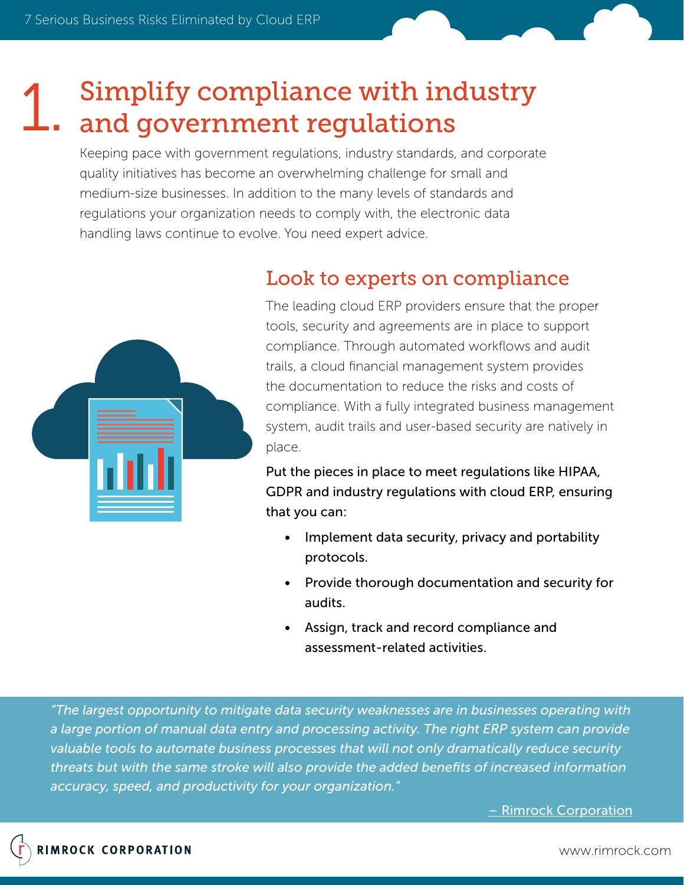# 1. Simplify compliance with industry and government regulations

Keeping pace with government regulations, industry standards, and corporate quality initiatives has become an overwhelming challenge for small and medium-size businesses. In addition to the many levels of standards and regulations your organization needs to comply with, the electronic data handling laws continue to evolve. You need expert advice.

## Look to experts on compliance

The leading cloud ERP providers ensure that the proper tools, security and agreements are in place to support compliance. Through automated workflows and audit trails, a cloud financial management system provides the documentation to reduce the risks and costs of compliance. With a fully integrated business management system, audit trails and user-based security are natively in place.

Put the pieces in place to meet regulations like HIPAA, GDPR and industry regulations with cloud ERP, ensuring that you can:

- Implement data security, privacy and portability protocols.
- Provide thorough documentation and security for audits.
- Assign, track and record compliance and assessment-related activities.

*"The largest opportunity to mitigate data security weaknesses are in businesses operating with a large portion of manual data entry and processing activity. The right ERP system can provide valuable tools to automate business processes that will not only dramatically reduce security threats but with the same stroke will also provide the added benefits of increased information accuracy, speed, and productivity for your organization."*

– Rimrock Corporation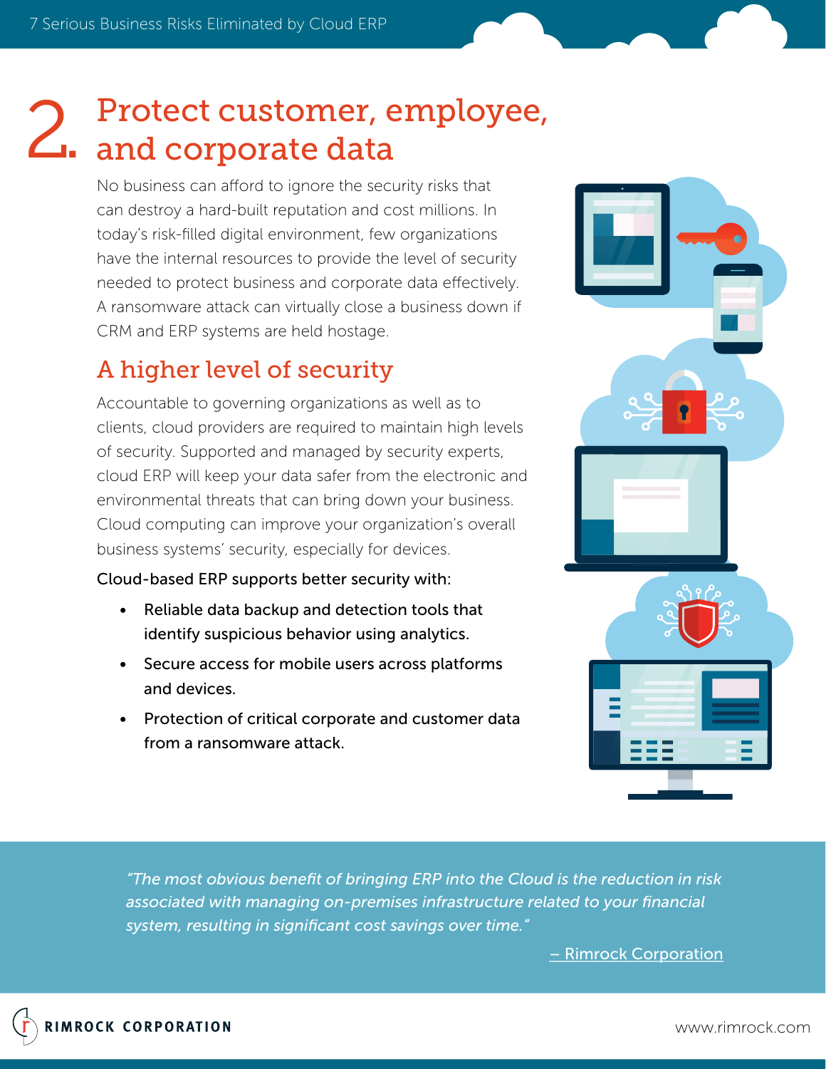# 2. Protect customer, employee, and corporate data

No business can afford to ignore the security risks that can destroy a hard-built reputation and cost millions. In today's risk-filled digital environment, few organizations have the internal resources to provide the level of security needed to protect business and corporate data effectively. A ransomware attack can virtually close a business down if CRM and ERP systems are held hostage.

## A higher level of security

Accountable to governing organizations as well as to clients, cloud providers are required to maintain high levels of security. Supported and managed by security experts, cloud ERP will keep your data safer from the electronic and environmental threats that can bring down your business. Cloud computing can improve your organization's overall business systems' security, especially for devices.

Cloud-based ERP supports better security with:

- Reliable data backup and detection tools that identify suspicious behavior using analytics.
- Secure access for mobile users across platforms and devices.
- Protection of critical corporate and customer data from a ransomware attack.

> *"The most obvious benefit of bringing ERP into the Cloud is the reduction in risk associated with managing on-premises infrastructure related to your financial system, resulting in significant cost savings over time."*
>
> – Rimrock Corporation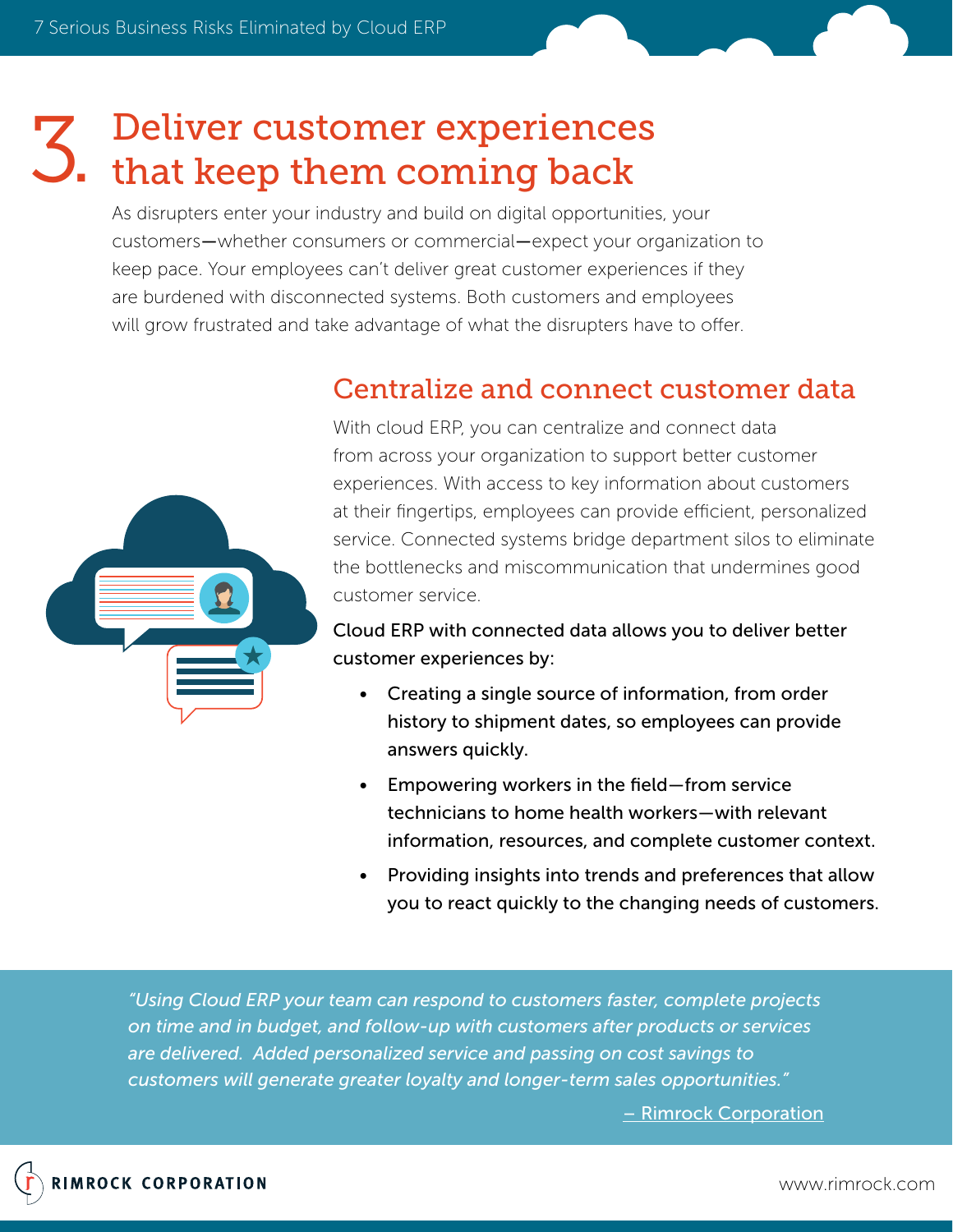# 3. Deliver customer experiences that keep them coming back

As disrupters enter your industry and build on digital opportunities, your customers—whether consumers or commercial—expect your organization to keep pace. Your employees can't deliver great customer experiences if they are burdened with disconnected systems. Both customers and employees will grow frustrated and take advantage of what the disrupters have to offer.

## Centralize and connect customer data

With cloud ERP, you can centralize and connect data from across your organization to support better customer experiences. With access to key information about customers at their fingertips, employees can provide efficient, personalized service. Connected systems bridge department silos to eliminate the bottlenecks and miscommunication that undermines good customer service.

Cloud ERP with connected data allows you to deliver better customer experiences by:

- Creating a single source of information, from order history to shipment dates, so employees can provide answers quickly.
- Empowering workers in the field—from service technicians to home health workers—with relevant information, resources, and complete customer context.
- Providing insights into trends and preferences that allow you to react quickly to the changing needs of customers.

*"Using Cloud ERP your team can respond to customers faster, complete projects on time and in budget, and follow-up with customers after products or services are delivered. Added personalized service and passing on cost savings to customers will generate greater loyalty and longer-term sales opportunities."*

– Rimrock Corporation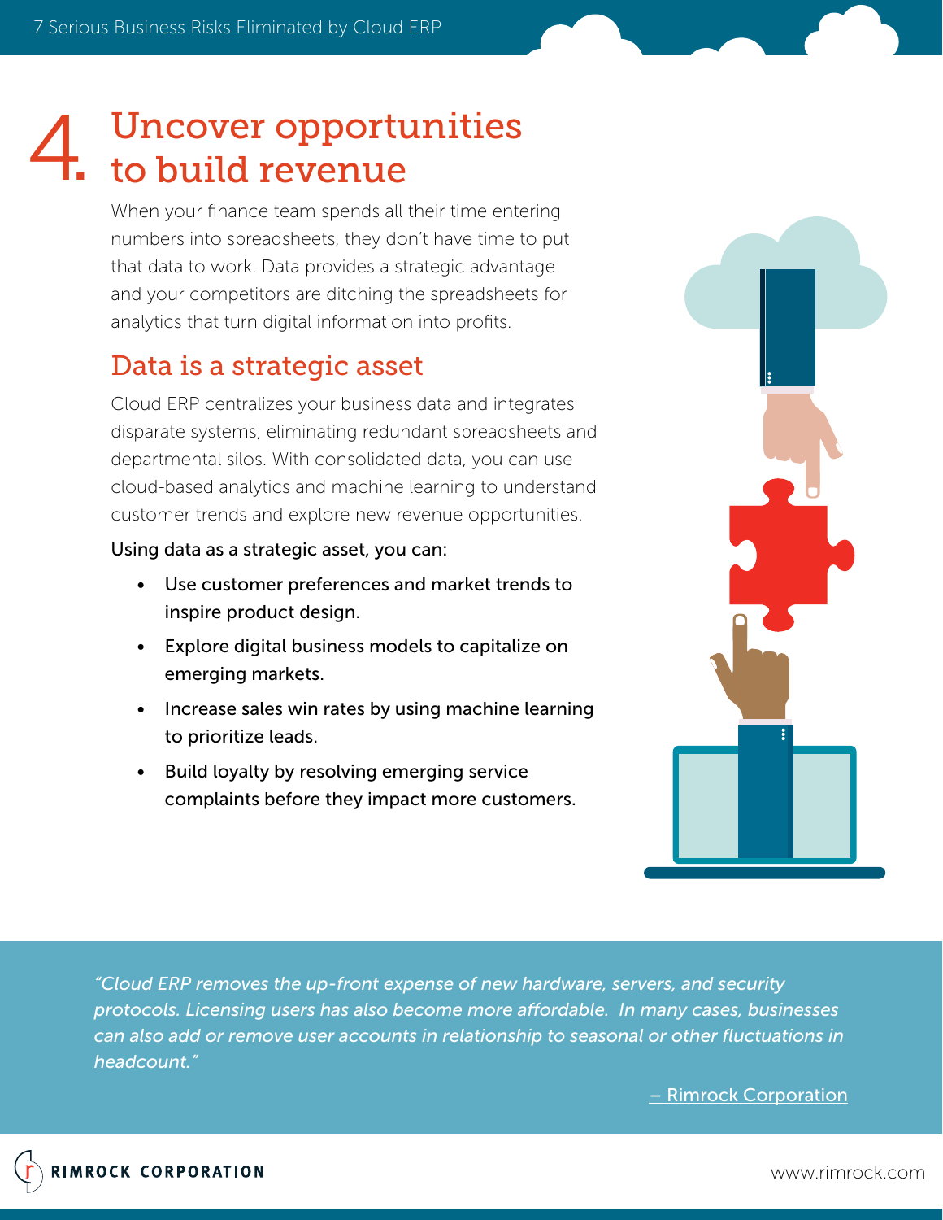# 4. Uncover opportunities to build revenue

When your finance team spends all their time entering numbers into spreadsheets, they don't have time to put that data to work. Data provides a strategic advantage and your competitors are ditching the spreadsheets for analytics that turn digital information into profits.

## Data is a strategic asset

Cloud ERP centralizes your business data and integrates disparate systems, eliminating redundant spreadsheets and departmental silos. With consolidated data, you can use cloud-based analytics and machine learning to understand customer trends and explore new revenue opportunities.

Using data as a strategic asset, you can:

- Use customer preferences and market trends to inspire product design.
- Explore digital business models to capitalize on emerging markets.
- Increase sales win rates by using machine learning to prioritize leads.
- Build loyalty by resolving emerging service complaints before they impact more customers.

*"Cloud ERP removes the up-front expense of new hardware, servers, and security protocols. Licensing users has also become more affordable. In many cases, businesses can also add or remove user accounts in relationship to seasonal or other fluctuations in headcount."*

– Rimrock Corporation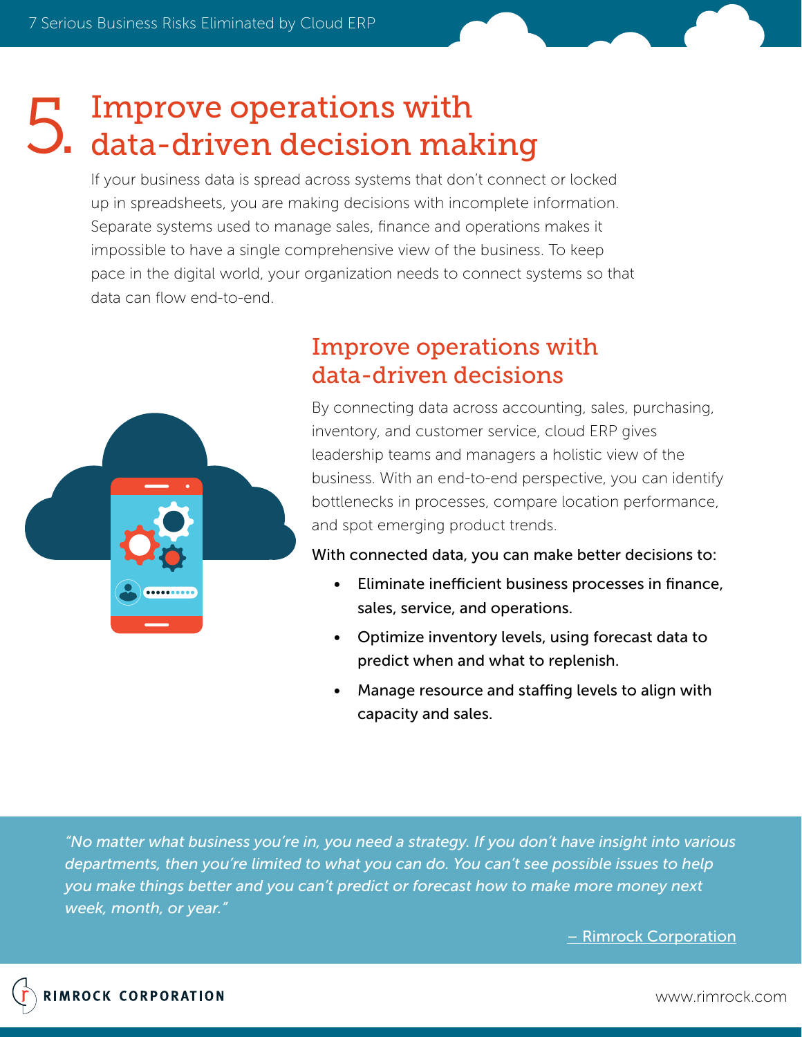# 5. Improve operations with data-driven decision making

If your business data is spread across systems that don't connect or locked up in spreadsheets, you are making decisions with incomplete information. Separate systems used to manage sales, finance and operations makes it impossible to have a single comprehensive view of the business. To keep pace in the digital world, your organization needs to connect systems so that data can flow end-to-end.

## Improve operations with data-driven decisions

By connecting data across accounting, sales, purchasing, inventory, and customer service, cloud ERP gives leadership teams and managers a holistic view of the business. With an end-to-end perspective, you can identify bottlenecks in processes, compare location performance, and spot emerging product trends.

With connected data, you can make better decisions to:

- Eliminate inefficient business processes in finance, sales, service, and operations.
- Optimize inventory levels, using forecast data to predict when and what to replenish.
- Manage resource and staffing levels to align with capacity and sales.

*"No matter what business you're in, you need a strategy. If you don't have insight into various departments, then you're limited to what you can do. You can't see possible issues to help you make things better and you can't predict or forecast how to make more money next week, month, or year."*

– Rimrock Corporation

RIMROCK CORPORATION

www.rimrock.com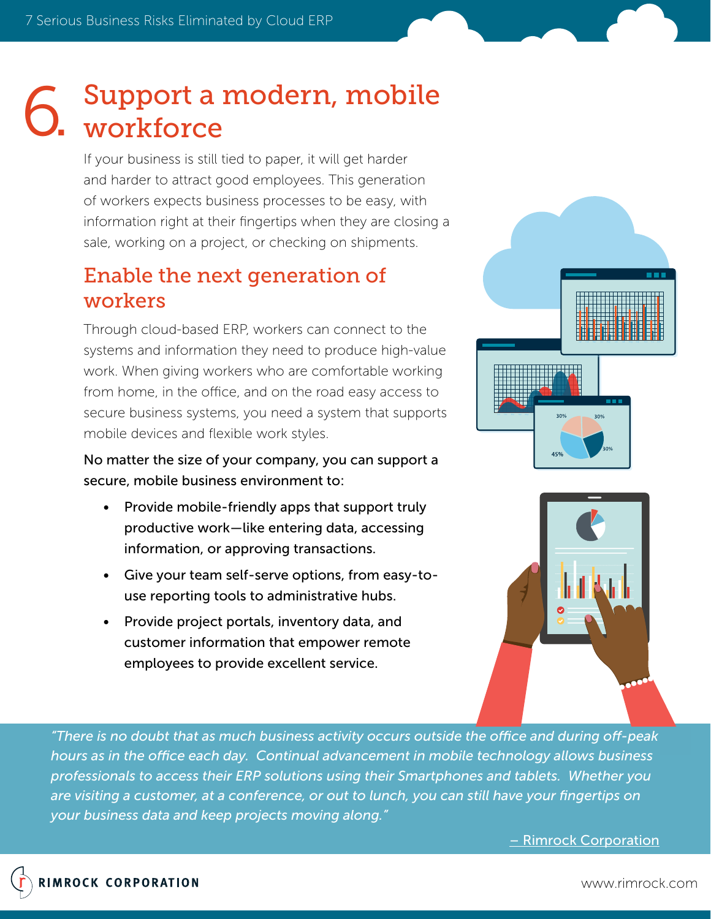# 6. Support a modern, mobile workforce

If your business is still tied to paper, it will get harder and harder to attract good employees. This generation of workers expects business processes to be easy, with information right at their fingertips when they are closing a sale, working on a project, or checking on shipments.

## Enable the next generation of workers

Through cloud-based ERP, workers can connect to the systems and information they need to produce high-value work. When giving workers who are comfortable working from home, in the office, and on the road easy access to secure business systems, you need a system that supports mobile devices and flexible work styles.

No matter the size of your company, you can support a secure, mobile business environment to:

- Provide mobile-friendly apps that support truly productive work—like entering data, accessing information, or approving transactions.
- Give your team self-serve options, from easy-to-use reporting tools to administrative hubs.
- Provide project portals, inventory data, and customer information that empower remote employees to provide excellent service.

*"There is no doubt that as much business activity occurs outside the office and during off-peak hours as in the office each day. Continual advancement in mobile technology allows business professionals to access their ERP solutions using their Smartphones and tablets. Whether you are visiting a customer, at a conference, or out to lunch, you can still have your fingertips on your business data and keep projects moving along."*

– Rimrock Corporation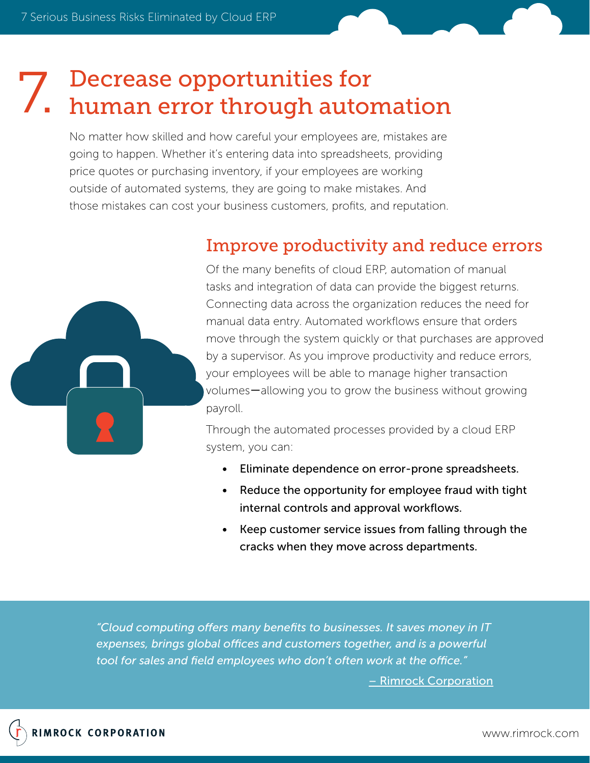# 7. Decrease opportunities for human error through automation

No matter how skilled and how careful your employees are, mistakes are going to happen. Whether it's entering data into spreadsheets, providing price quotes or purchasing inventory, if your employees are working outside of automated systems, they are going to make mistakes. And those mistakes can cost your business customers, profits, and reputation.

## Improve productivity and reduce errors

Of the many benefits of cloud ERP, automation of manual tasks and integration of data can provide the biggest returns. Connecting data across the organization reduces the need for manual data entry. Automated workflows ensure that orders move through the system quickly or that purchases are approved by a supervisor. As you improve productivity and reduce errors, your employees will be able to manage higher transaction volumes—allowing you to grow the business without growing payroll.

Through the automated processes provided by a cloud ERP system, you can:

- Eliminate dependence on error-prone spreadsheets.
- Reduce the opportunity for employee fraud with tight internal controls and approval workflows.
- Keep customer service issues from falling through the cracks when they move across departments.

*"Cloud computing offers many benefits to businesses. It saves money in IT expenses, brings global offices and customers together, and is a powerful tool for sales and field employees who don't often work at the office."*

– Rimrock Corporation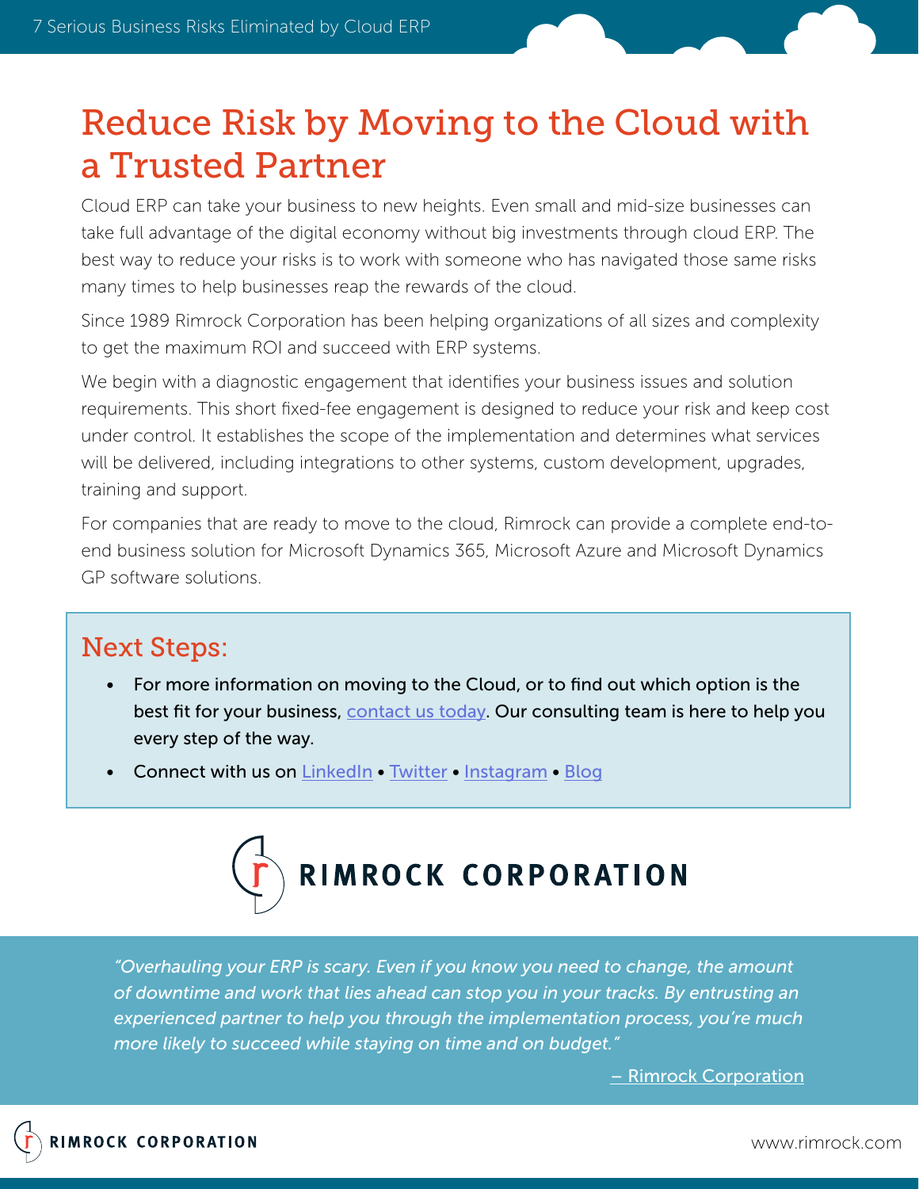# Reduce Risk by Moving to the Cloud with a Trusted Partner

Cloud ERP can take your business to new heights. Even small and mid-size businesses can take full advantage of the digital economy without big investments through cloud ERP. The best way to reduce your risks is to work with someone who has navigated those same risks many times to help businesses reap the rewards of the cloud.

Since 1989 Rimrock Corporation has been helping organizations of all sizes and complexity to get the maximum ROI and succeed with ERP systems.

We begin with a diagnostic engagement that identifies your business issues and solution requirements. This short fixed-fee engagement is designed to reduce your risk and keep cost under control. It establishes the scope of the implementation and determines what services will be delivered, including integrations to other systems, custom development, upgrades, training and support.

For companies that are ready to move to the cloud, Rimrock can provide a complete end-to-end business solution for Microsoft Dynamics 365, Microsoft Azure and Microsoft Dynamics GP software solutions.

## Next Steps:

- For more information on moving to the Cloud, or to find out which option is the best fit for your business, contact us today. Our consulting team is here to help you every step of the way.
- Connect with us on LinkedIn • Twitter • Instagram • Blog

**RIMROCK CORPORATION**

*"Overhauling your ERP is scary. Even if you know you need to change, the amount of downtime and work that lies ahead can stop you in your tracks. By entrusting an experienced partner to help you through the implementation process, you're much more likely to succeed while staying on time and on budget."*

– Rimrock Corporation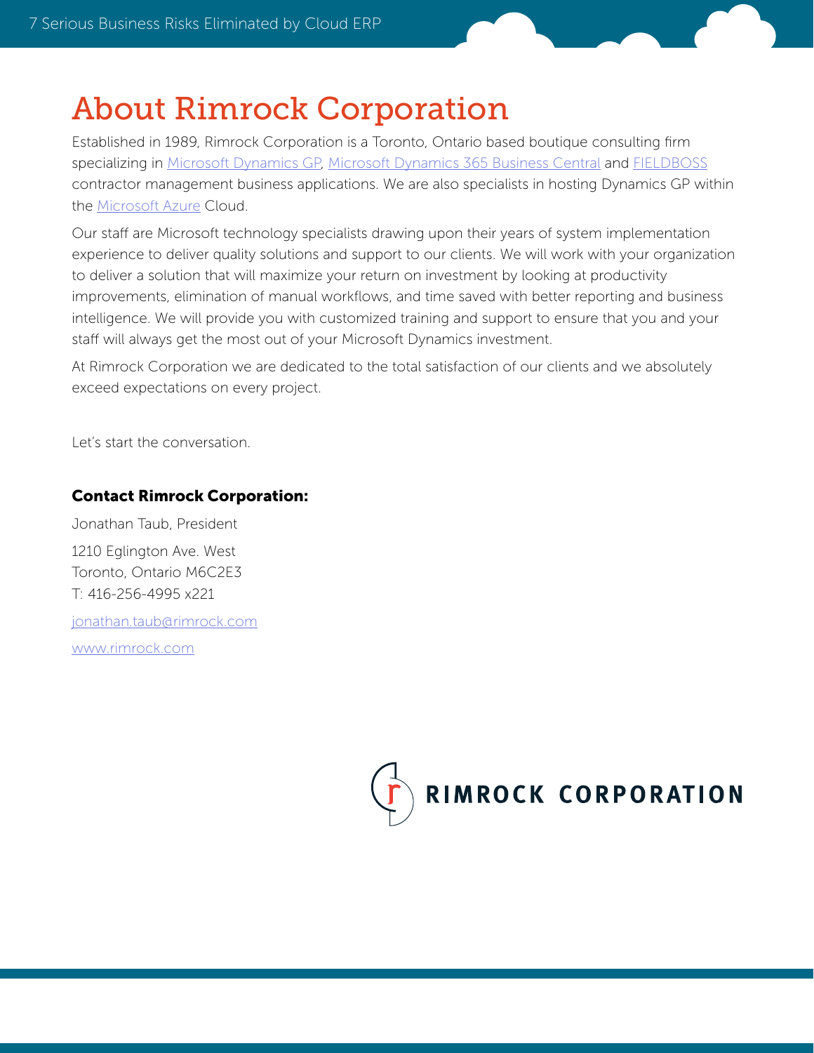# About Rimrock Corporation

Established in 1989, Rimrock Corporation is a Toronto, Ontario based boutique consulting firm specializing in Microsoft Dynamics GP, Microsoft Dynamics 365 Business Central and FIELDBOSS contractor management business applications. We are also specialists in hosting Dynamics GP within the Microsoft Azure Cloud.

Our staff are Microsoft technology specialists drawing upon their years of system implementation experience to deliver quality solutions and support to our clients. We will work with your organization to deliver a solution that will maximize your return on investment by looking at productivity improvements, elimination of manual workflows, and time saved with better reporting and business intelligence. We will provide you with customized training and support to ensure that you and your staff will always get the most out of your Microsoft Dynamics investment.

At Rimrock Corporation we are dedicated to the total satisfaction of our clients and we absolutely exceed expectations on every project.

Let's start the conversation.

**Contact Rimrock Corporation:**

Jonathan Taub, President

1210 Eglington Ave. West
Toronto, Ontario M6C2E3
T: 416-256-4995 x221

jonathan.taub@rimrock.com

www.rimrock.com

RIMROCK CORPORATION